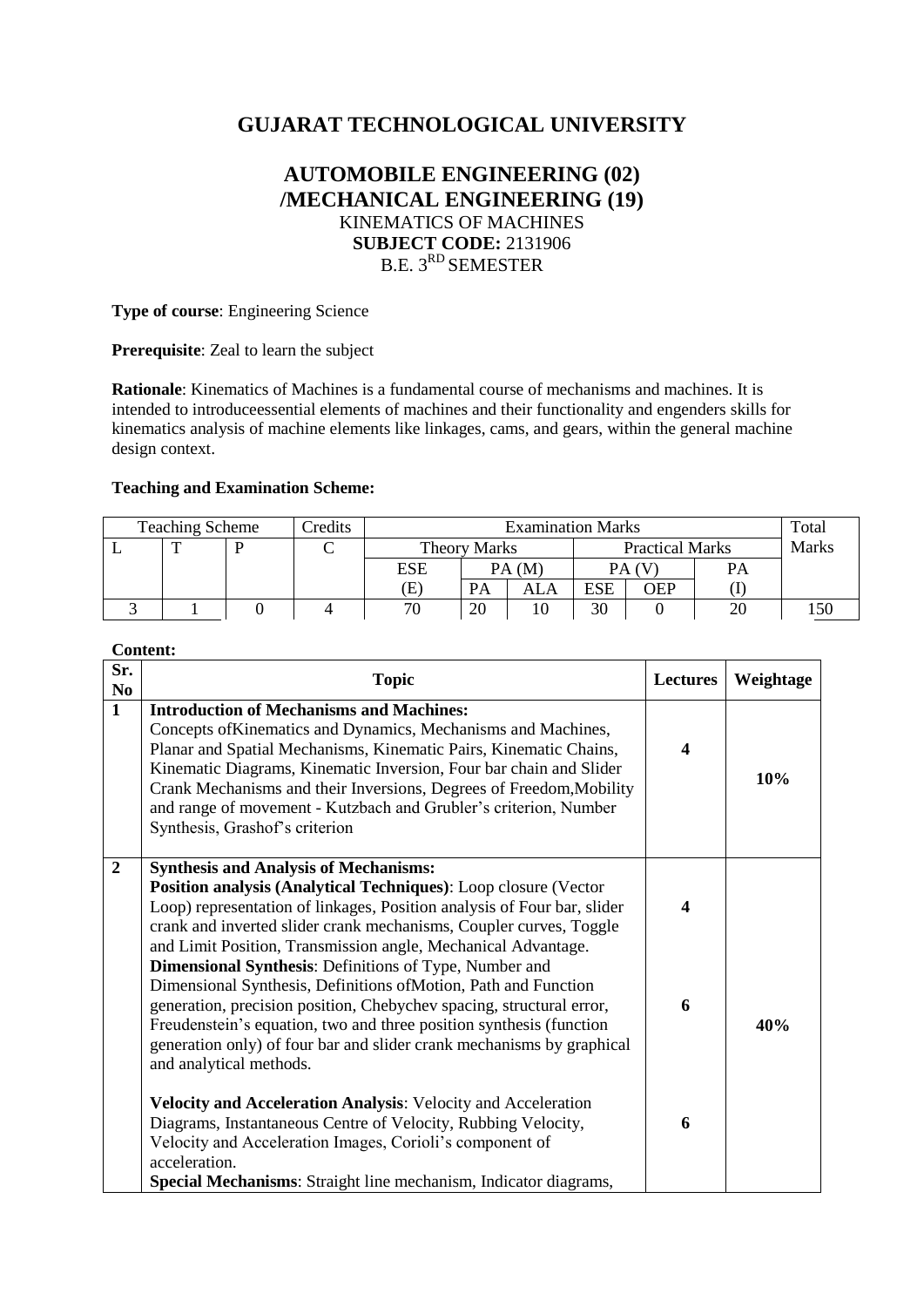# GUJARAT TECHNOLOGICAL UNIVERSITY

## AUTOMOBILE ENGINEERING (02) /MECHANICAL ENGINEERING (19)

KINEMATICS OF MACHINES
**SUBJECT CODE:** 2131906
B.E. 3[RD] SEMESTER

**Type of course**: Engineering Science

**Prerequisite**: Zeal to learn the subject

**Rationale**: Kinematics of Machines is a fundamental course of mechanisms and machines. It is intended to introduceessential elements of machines and their functionality and engenders skills for kinematics analysis of machine elements like linkages, cams, and gears, within the general machine design context.

**Teaching and Examination Scheme:**

| Teaching Scheme | | | Credits | Examination Marks | | | | | | Total Marks |
|---|---|---|---|---|---|---|---|---|---|---|
| L | T | P | C | Theory Marks | | | Practical Marks | | | |
| | | | | ESE | PA (M) | | PA (V) | | PA | |
| | | | | (E) | PA | ALA | ESE | OEP | (I) | |
| 3 | 1 | 0 | 4 | 70 | 20 | 10 | 30 | 0 | 20 | 150 |

**Content:**

| Sr. No | Topic | Lectures | Weightage |
|---|---|---|---|
| **1** | **Introduction of Mechanisms and Machines:** Concepts ofKinematics and Dynamics, Mechanisms and Machines, Planar and Spatial Mechanisms, Kinematic Pairs, Kinematic Chains, Kinematic Diagrams, Kinematic Inversion, Four bar chain and Slider Crank Mechanisms and their Inversions, Degrees of Freedom,Mobility and range of movement - Kutzbach and Grubler's criterion, Number Synthesis, Grashof's criterion | **4** | **10%** |
| **2** | **Synthesis and Analysis of Mechanisms:** **Position analysis (Analytical Techniques)**: Loop closure (Vector Loop) representation of linkages, Position analysis of Four bar, slider crank and inverted slider crank mechanisms, Coupler curves, Toggle and Limit Position, Transmission angle, Mechanical Advantage. | **4** | **40%** |
| | **Dimensional Synthesis**: Definitions of Type, Number and Dimensional Synthesis, Definitions ofMotion, Path and Function generation, precision position, Chebychev spacing, structural error, Freudenstein's equation, two and three position synthesis (function generation only) of four bar and slider crank mechanisms by graphical and analytical methods. | **6** | |
| | **Velocity and Acceleration Analysis**: Velocity and Acceleration Diagrams, Instantaneous Centre of Velocity, Rubbing Velocity, Velocity and Acceleration Images, Corioli's component of acceleration. | **6** | |
| | **Special Mechanisms**: Straight line mechanism, Indicator diagrams, | | |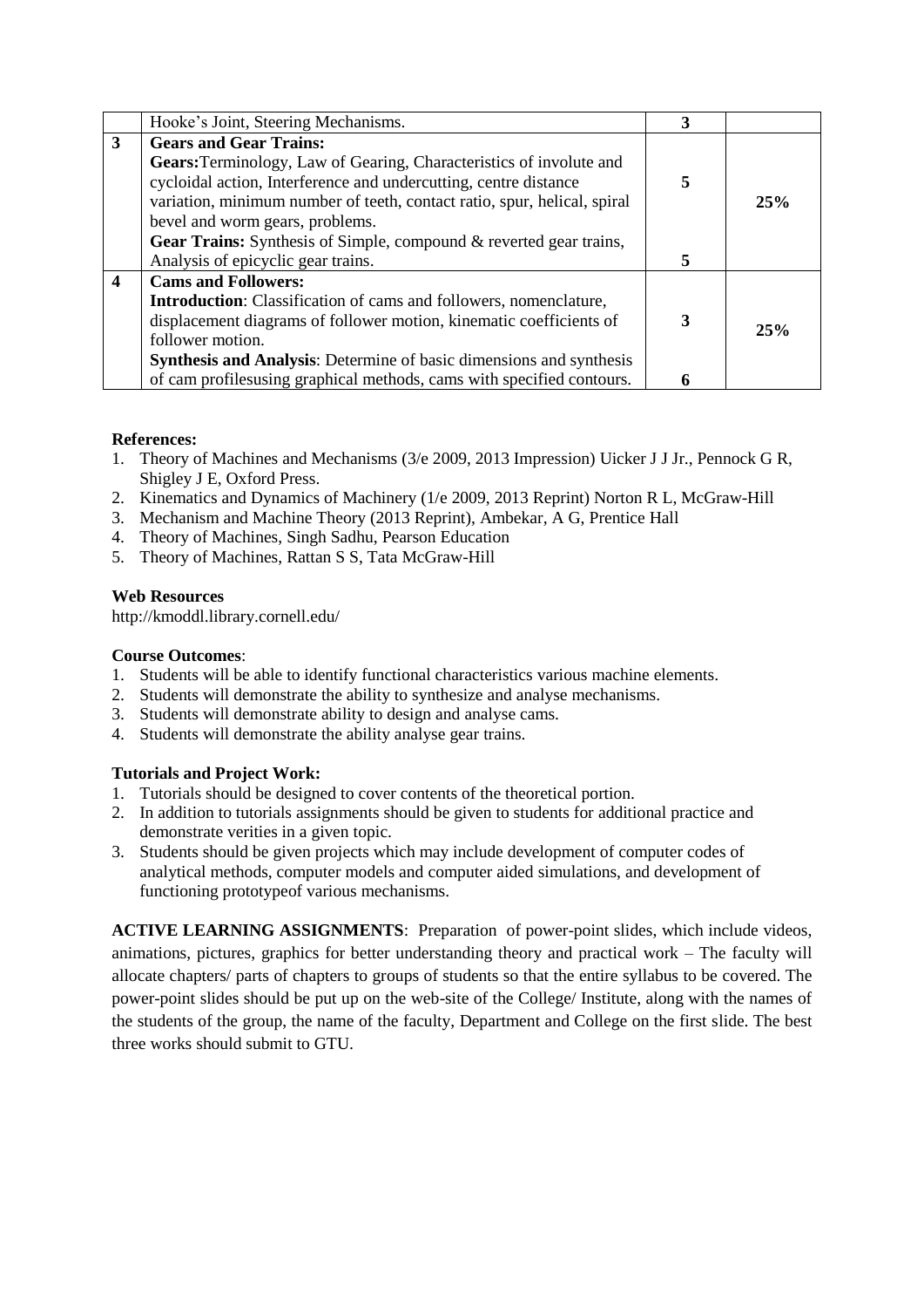| | | | |
|---|---|---|---|
| | Hooke's Joint, Steering Mechanisms. | **3** | |
| **3** | **Gears and Gear Trains:**<br>**Gears:**Terminology, Law of Gearing, Characteristics of involute and cycloidal action, Interference and undercutting, centre distance variation, minimum number of teeth, contact ratio, spur, helical, spiral bevel and worm gears, problems.<br>**Gear Trains:** Synthesis of Simple, compound & reverted gear trains, Analysis of epicyclic gear trains. | **5**<br><br>**5** | **25%** |
| **4** | **Cams and Followers:**<br>**Introduction**: Classification of cams and followers, nomenclature, displacement diagrams of follower motion, kinematic coefficients of follower motion.<br>**Synthesis and Analysis**: Determine of basic dimensions and synthesis of cam profilesusing graphical methods, cams with specified contours. | **3**<br><br>**6** | **25%** |

**References:**

1. Theory of Machines and Mechanisms (3/e 2009, 2013 Impression) Uicker J J Jr., Pennock G R, Shigley J E, Oxford Press.
2. Kinematics and Dynamics of Machinery (1/e 2009, 2013 Reprint) Norton R L, McGraw-Hill
3. Mechanism and Machine Theory (2013 Reprint), Ambekar, A G, Prentice Hall
4. Theory of Machines, Singh Sadhu, Pearson Education
5. Theory of Machines, Rattan S S, Tata McGraw-Hill

**Web Resources**

http://kmoddl.library.cornell.edu/

**Course Outcomes**:

1. Students will be able to identify functional characteristics various machine elements.
2. Students will demonstrate the ability to synthesize and analyse mechanisms.
3. Students will demonstrate ability to design and analyse cams.
4. Students will demonstrate the ability analyse gear trains.

**Tutorials and Project Work:**

1. Tutorials should be designed to cover contents of the theoretical portion.
2. In addition to tutorials assignments should be given to students for additional practice and demonstrate verities in a given topic.
3. Students should be given projects which may include development of computer codes of analytical methods, computer models and computer aided simulations, and development of functioning prototypeof various mechanisms.

**ACTIVE LEARNING ASSIGNMENTS**: Preparation of power-point slides, which include videos, animations, pictures, graphics for better understanding theory and practical work – The faculty will allocate chapters/ parts of chapters to groups of students so that the entire syllabus to be covered. The power-point slides should be put up on the web-site of the College/ Institute, along with the names of the students of the group, the name of the faculty, Department and College on the first slide. The best three works should submit to GTU.